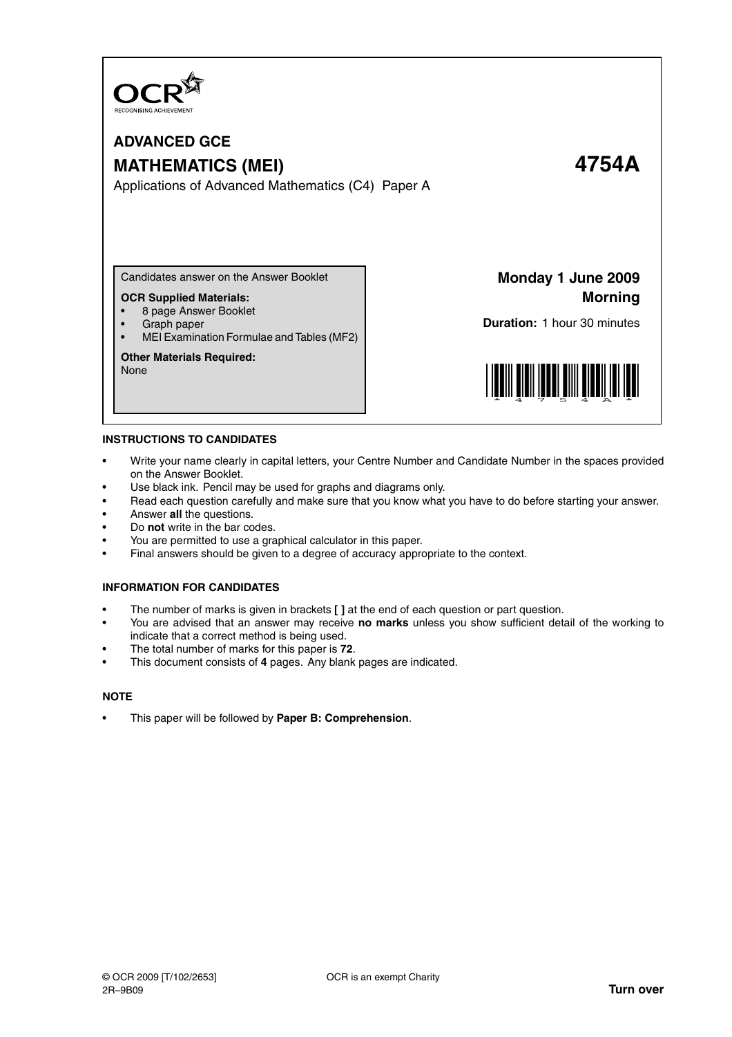OCR
RECOGNISING ACHIEVEMENT

# ADVANCED GCE

# MATHEMATICS (MEI) 4754A

Applications of Advanced Mathematics (C4) Paper A

Candidates answer on the Answer Booklet

**OCR Supplied Materials:**

- 8 page Answer Booklet
- Graph paper
- MEI Examination Formulae and Tables (MF2)

**Other Materials Required:**
None

**Monday 1 June 2009**
**Morning**

**Duration:** 1 hour 30 minutes

## INSTRUCTIONS TO CANDIDATES

- Write your name clearly in capital letters, your Centre Number and Candidate Number in the spaces provided on the Answer Booklet.
- Use black ink. Pencil may be used for graphs and diagrams only.
- Read each question carefully and make sure that you know what you have to do before starting your answer.
- Answer **all** the questions.
- Do **not** write in the bar codes.
- You are permitted to use a graphical calculator in this paper.
- Final answers should be given to a degree of accuracy appropriate to the context.

## INFORMATION FOR CANDIDATES

- The number of marks is given in brackets **[ ]** at the end of each question or part question.
- You are advised that an answer may receive **no marks** unless you show sufficient detail of the working to indicate that a correct method is being used.
- The total number of marks for this paper is **72**.
- This document consists of **4** pages. Any blank pages are indicated.

## NOTE

- This paper will be followed by **Paper B: Comprehension**.

© OCR 2009 [T/102/2653] OCR is an exempt Charity
2R–9B09 **Turn over**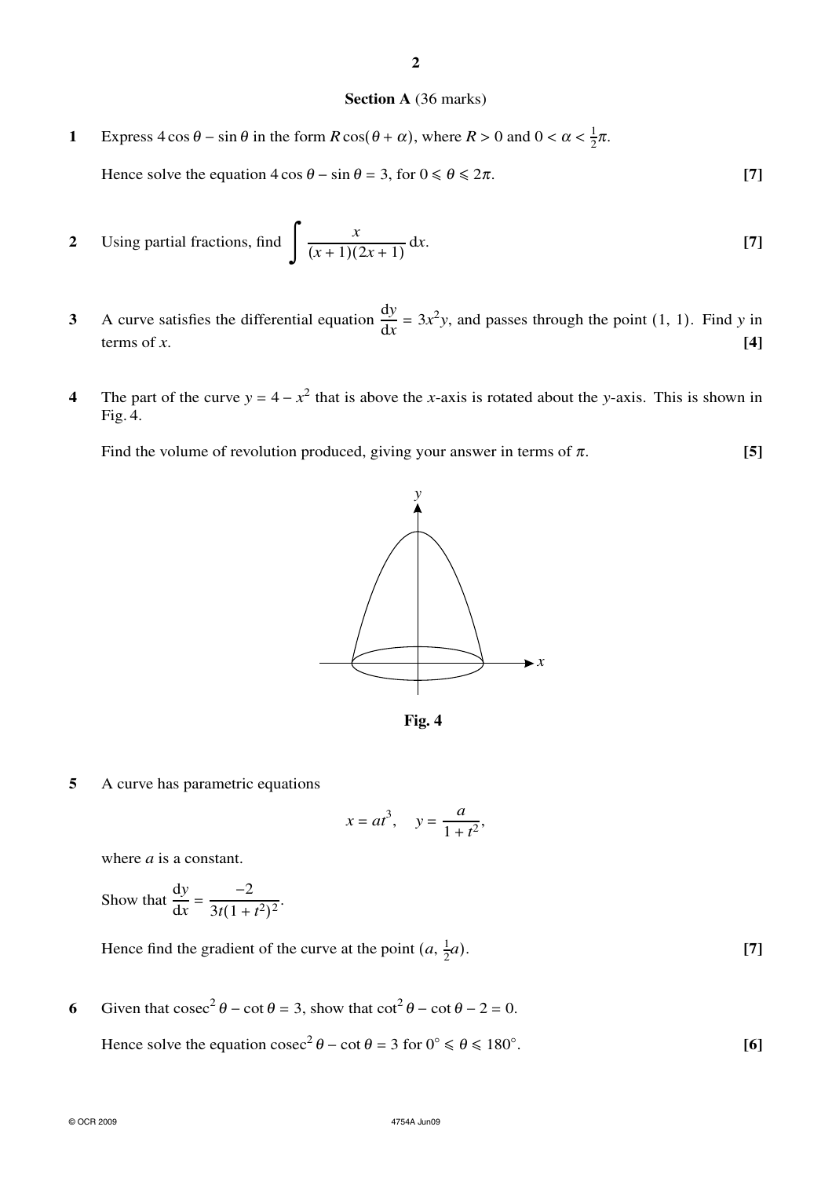## Section A (36 marks)

**1** Express $4\cos\theta - \sin\theta$ in the form $R\cos(\theta + \alpha)$, where $R > 0$ and $0 < \alpha < \frac{1}{2}\pi$.

Hence solve the equation $4\cos\theta - \sin\theta = 3$, for $0 \leqslant \theta \leqslant 2\pi$. **[7]**

**2** Using partial fractions, find $\displaystyle\int \frac{x}{(x+1)(2x+1)}\,\mathrm{d}x$. **[7]**

**3** A curve satisfies the differential equation $\dfrac{\mathrm{d}y}{\mathrm{d}x} = 3x^2 y$, and passes through the point (1, 1). Find $y$ in terms of $x$. **[4]**

**4** The part of the curve $y = 4 - x^2$ that is above the $x$-axis is rotated about the $y$-axis. This is shown in Fig. 4.

Find the volume of revolution produced, giving your answer in terms of $\pi$. **[5]**

**Fig. 4**

**5** A curve has parametric equations

$$x = at^3, \quad y = \frac{a}{1+t^2},$$

where $a$ is a constant.

Show that $\dfrac{\mathrm{d}y}{\mathrm{d}x} = \dfrac{-2}{3t(1+t^2)^2}$.

Hence find the gradient of the curve at the point $(a, \frac{1}{2}a)$. **[7]**

**6** Given that $\operatorname{cosec}^2\theta - \cot\theta = 3$, show that $\cot^2\theta - \cot\theta - 2 = 0$.

Hence solve the equation $\operatorname{cosec}^2\theta - \cot\theta = 3$ for $0° \leqslant \theta \leqslant 180°$. **[6]**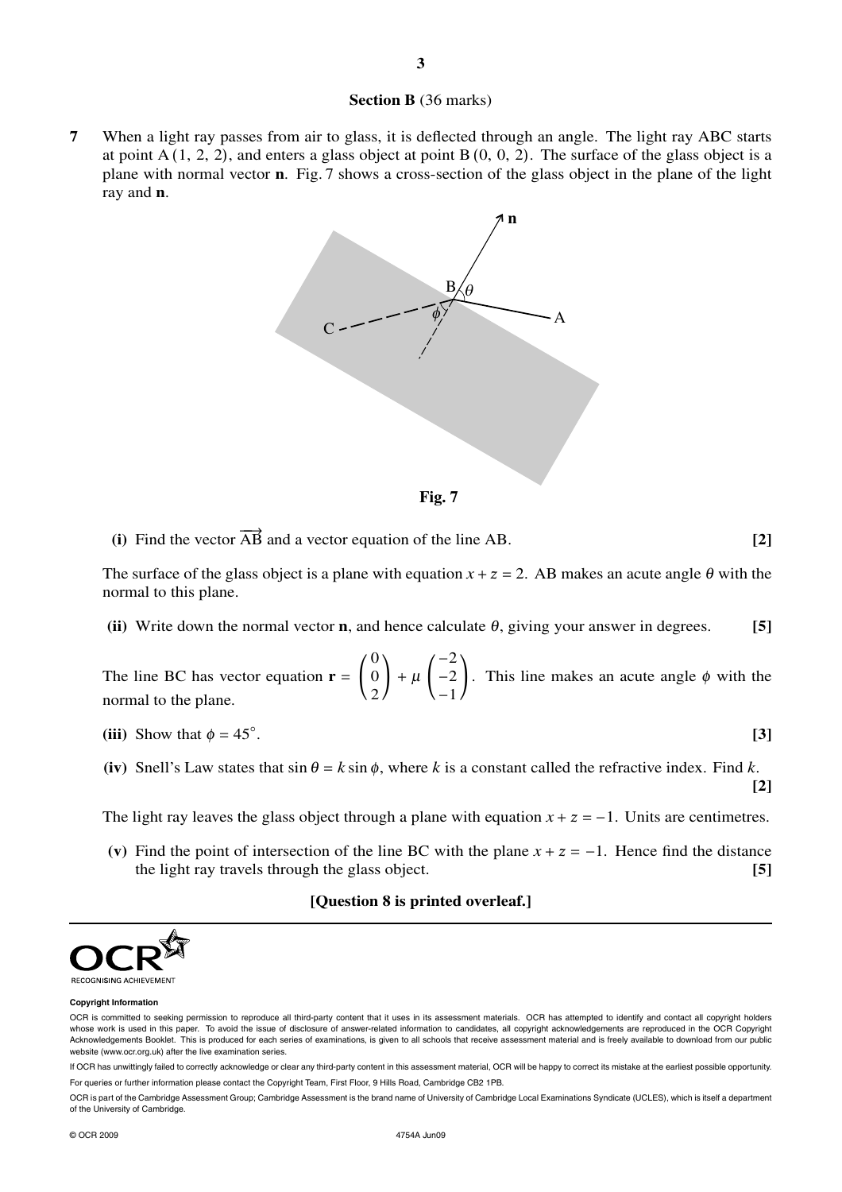## Section B (36 marks)

**7** When a light ray passes from air to glass, it is deflected through an angle. The light ray ABC starts at point A (1, 2, 2), and enters a glass object at point B (0, 0, 2). The surface of the glass object is a plane with normal vector **n**. Fig. 7 shows a cross-section of the glass object in the plane of the light ray and **n**.

**Fig. 7**

**(i)** Find the vector $\overrightarrow{AB}$ and a vector equation of the line AB. **[2]**

The surface of the glass object is a plane with equation $x + z = 2$. AB makes an acute angle $\theta$ with the normal to this plane.

**(ii)** Write down the normal vector **n**, and hence calculate $\theta$, giving your answer in degrees. **[5]**

The line BC has vector equation $\mathbf{r} = \begin{pmatrix} 0 \\ 0 \\ 2 \end{pmatrix} + \mu \begin{pmatrix} -2 \\ -2 \\ -1 \end{pmatrix}$. This line makes an acute angle $\phi$ with the normal to the plane.

**(iii)** Show that $\phi = 45°$. **[3]**

**(iv)** Snell's Law states that $\sin\theta = k\sin\phi$, where $k$ is a constant called the refractive index. Find $k$. **[2]**

The light ray leaves the glass object through a plane with equation $x + z = -1$. Units are centimetres.

**(v)** Find the point of intersection of the line BC with the plane $x + z = -1$. Hence find the distance the light ray travels through the glass object. **[5]**

**[Question 8 is printed overleaf.]**

**Copyright Information**

OCR is committed to seeking permission to reproduce all third-party content that it uses in its assessment materials. OCR has attempted to identify and contact all copyright holders whose work is used in this paper. To avoid the issue of disclosure of answer-related information to candidates, all copyright acknowledgements are reproduced in the OCR Copyright Acknowledgements Booklet. This is produced for each series of examinations, is given to all schools that receive assessment material and is freely available to download from our public website (www.ocr.org.uk) after the live examination series.

If OCR has unwittingly failed to correctly acknowledge or clear any third-party content in this assessment material, OCR will be happy to correct its mistake at the earliest possible opportunity.

For queries or further information please contact the Copyright Team, First Floor, 9 Hills Road, Cambridge CB2 1PB.

OCR is part of the Cambridge Assessment Group; Cambridge Assessment is the brand name of University of Cambridge Local Examinations Syndicate (UCLES), which is itself a department of the University of Cambridge.

© OCR 2009 4754A Jun09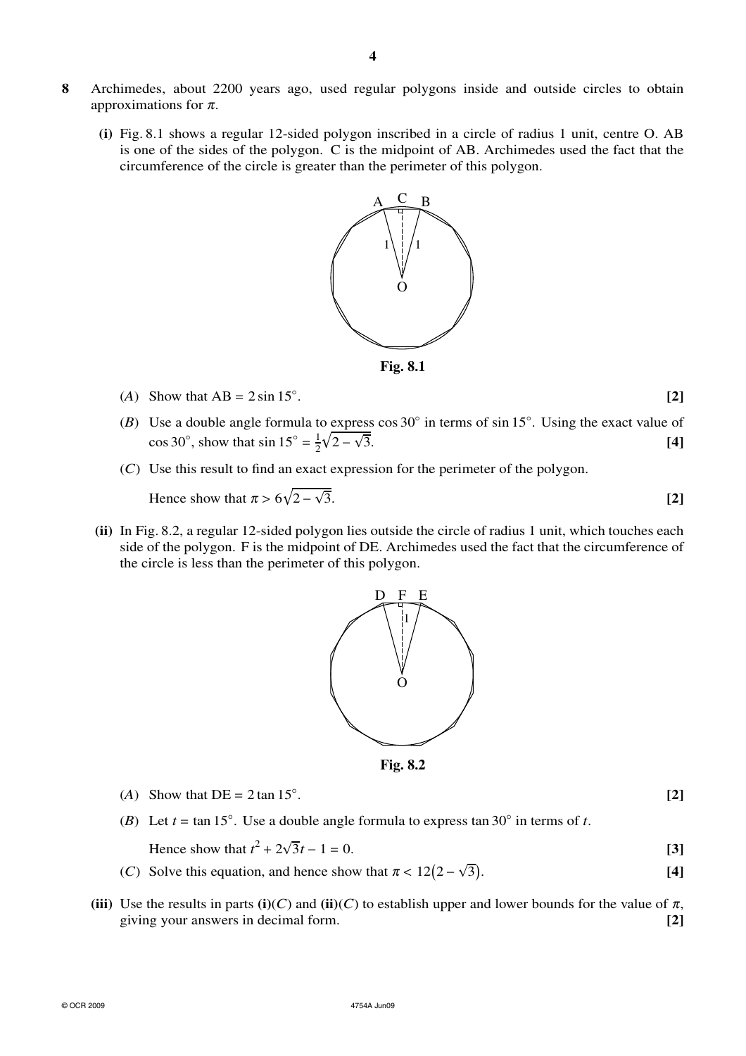**8** Archimedes, about 2200 years ago, used regular polygons inside and outside circles to obtain approximations for $\pi$.

**(i)** Fig. 8.1 shows a regular 12-sided polygon inscribed in a circle of radius 1 unit, centre O. AB is one of the sides of the polygon. C is the midpoint of AB. Archimedes used the fact that the circumference of the circle is greater than the perimeter of this polygon.

A C B

1 1

O

**Fig. 8.1**

($A$) Show that AB $= 2\sin 15°$. **[2]**

($B$) Use a double angle formula to express $\cos 30°$ in terms of $\sin 15°$. Using the exact value of $\cos 30°$, show that $\sin 15° = \frac{1}{2}\sqrt{2-\sqrt{3}}$. **[4]**

($C$) Use this result to find an exact expression for the perimeter of the polygon.

Hence show that $\pi > 6\sqrt{2-\sqrt{3}}$. **[2]**

**(ii)** In Fig. 8.2, a regular 12-sided polygon lies outside the circle of radius 1 unit, which touches each side of the polygon. F is the midpoint of DE. Archimedes used the fact that the circumference of the circle is less than the perimeter of this polygon.

D F E

1

O

**Fig. 8.2**

($A$) Show that DE $= 2\tan 15°$. **[2]**

($B$) Let $t = \tan 15°$. Use a double angle formula to express $\tan 30°$ in terms of $t$.

Hence show that $t^2 + 2\sqrt{3}t - 1 = 0$. **[3]**

($C$) Solve this equation, and hence show that $\pi < 12\left(2-\sqrt{3}\right)$. **[4]**

**(iii)** Use the results in parts **(i)**($C$) and **(ii)**($C$) to establish upper and lower bounds for the value of $\pi$, giving your answers in decimal form. **[2]**